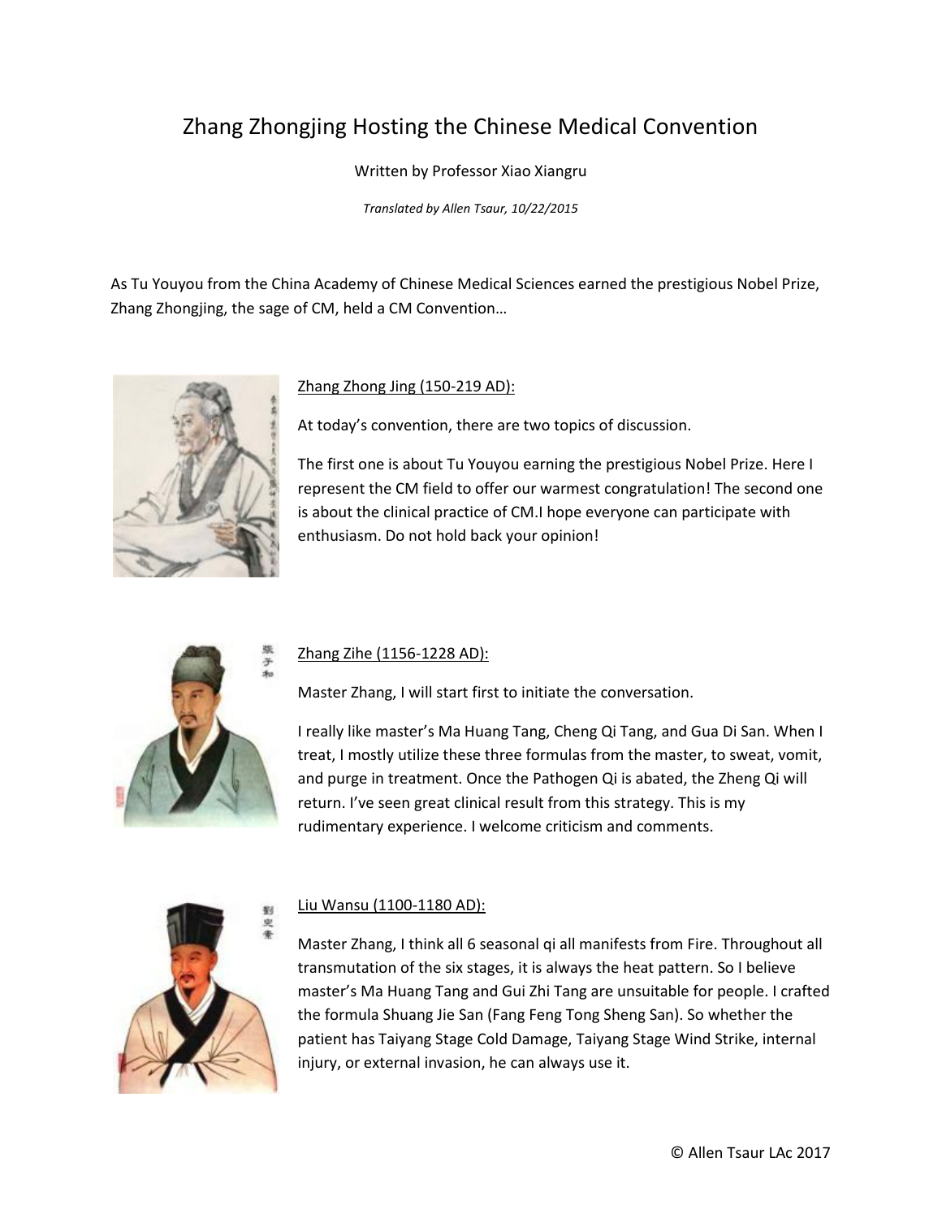# Zhang Zhongjing Hosting the Chinese Medical Convention

Written by Professor Xiao Xiangru

*Translated by Allen Tsaur, 10/22/2015*

As Tu Youyou from the China Academy of Chinese Medical Sciences earned the prestigious Nobel Prize, Zhang Zhongjing, the sage of CM, held a CM Convention…

Zhang Zhong Jing (150-219 AD):

At today's convention, there are two topics of discussion.

The first one is about Tu Youyou earning the prestigious Nobel Prize. Here I represent the CM field to offer our warmest congratulation! The second one is about the clinical practice of CM.I hope everyone can participate with enthusiasm. Do not hold back your opinion!

Zhang Zihe (1156-1228 AD):

Master Zhang, I will start first to initiate the conversation.

I really like master's Ma Huang Tang, Cheng Qi Tang, and Gua Di San. When I treat, I mostly utilize these three formulas from the master, to sweat, vomit, and purge in treatment. Once the Pathogen Qi is abated, the Zheng Qi will return. I've seen great clinical result from this strategy. This is my rudimentary experience. I welcome criticism and comments.

Liu Wansu (1100-1180 AD):

Master Zhang, I think all 6 seasonal qi all manifests from Fire. Throughout all transmutation of the six stages, it is always the heat pattern. So I believe master's Ma Huang Tang and Gui Zhi Tang are unsuitable for people. I crafted the formula Shuang Jie San (Fang Feng Tong Sheng San). So whether the patient has Taiyang Stage Cold Damage, Taiyang Stage Wind Strike, internal injury, or external invasion, he can always use it.

© Allen Tsaur LAc 2017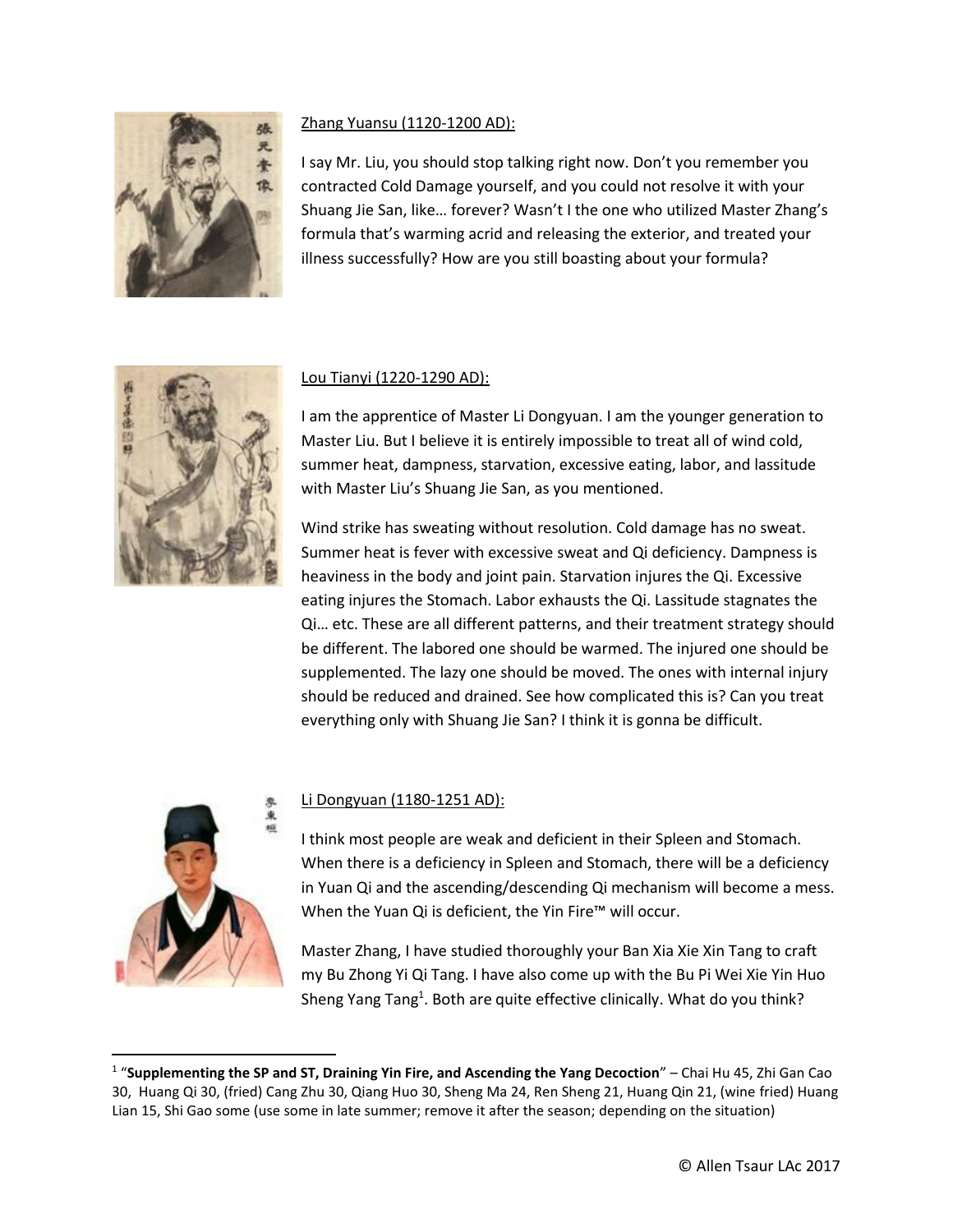Zhang Yuansu (1120-1200 AD):

I say Mr. Liu, you should stop talking right now. Don't you remember you contracted Cold Damage yourself, and you could not resolve it with your Shuang Jie San, like… forever? Wasn't I the one who utilized Master Zhang's formula that's warming acrid and releasing the exterior, and treated your illness successfully? How are you still boasting about your formula?

Lou Tianyi (1220-1290 AD):

I am the apprentice of Master Li Dongyuan. I am the younger generation to Master Liu. But I believe it is entirely impossible to treat all of wind cold, summer heat, dampness, starvation, excessive eating, labor, and lassitude with Master Liu's Shuang Jie San, as you mentioned.

Wind strike has sweating without resolution. Cold damage has no sweat. Summer heat is fever with excessive sweat and Qi deficiency. Dampness is heaviness in the body and joint pain. Starvation injures the Qi. Excessive eating injures the Stomach. Labor exhausts the Qi. Lassitude stagnates the Qi… etc. These are all different patterns, and their treatment strategy should be different. The labored one should be warmed. The injured one should be supplemented. The lazy one should be moved. The ones with internal injury should be reduced and drained. See how complicated this is? Can you treat everything only with Shuang Jie San? I think it is gonna be difficult.

Li Dongyuan (1180-1251 AD):

I think most people are weak and deficient in their Spleen and Stomach. When there is a deficiency in Spleen and Stomach, there will be a deficiency in Yuan Qi and the ascending/descending Qi mechanism will become a mess. When the Yuan Qi is deficient, the Yin Fire™ will occur.

Master Zhang, I have studied thoroughly your Ban Xia Xie Xin Tang to craft my Bu Zhong Yi Qi Tang. I have also come up with the Bu Pi Wei Xie Yin Huo Sheng Yang Tang[1]. Both are quite effective clinically. What do you think?

---

[1] "**Supplementing the SP and ST, Draining Yin Fire, and Ascending the Yang Decoction**" – Chai Hu 45, Zhi Gan Cao 30, Huang Qi 30, (fried) Cang Zhu 30, Qiang Huo 30, Sheng Ma 24, Ren Sheng 21, Huang Qin 21, (wine fried) Huang Lian 15, Shi Gao some (use some in late summer; remove it after the season; depending on the situation)

© Allen Tsaur LAc 2017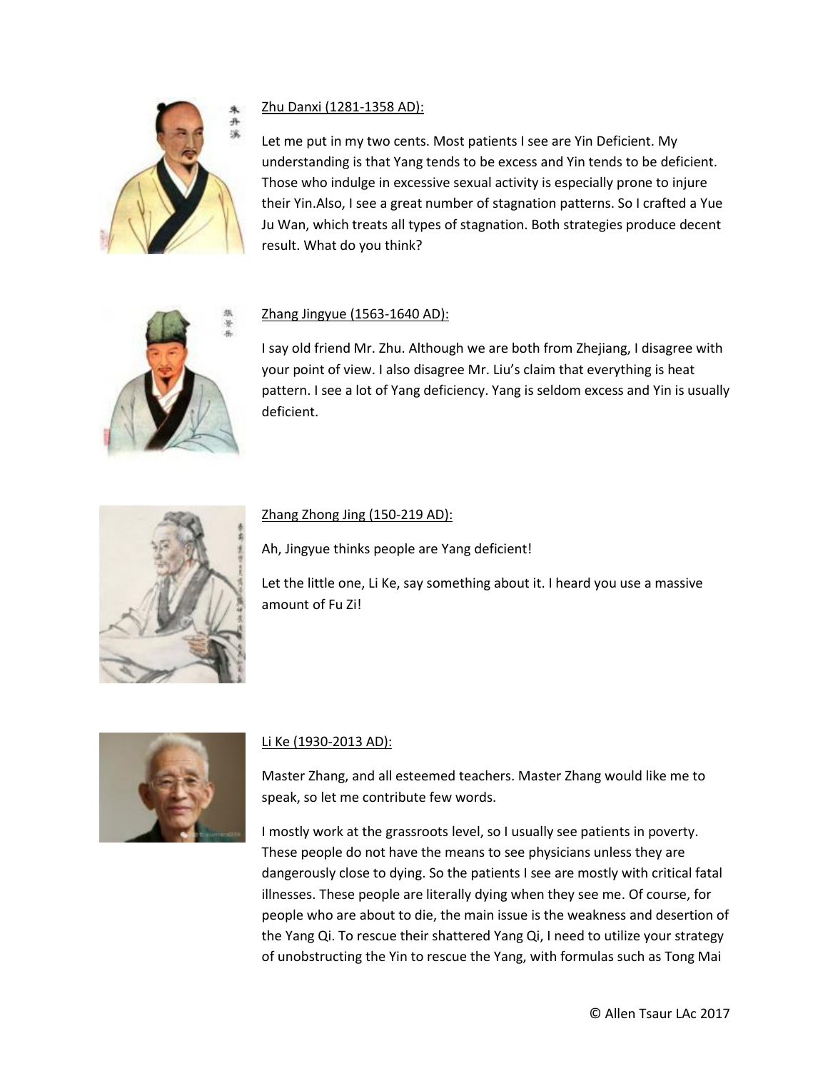Zhu Danxi (1281-1358 AD):

Let me put in my two cents. Most patients I see are Yin Deficient. My understanding is that Yang tends to be excess and Yin tends to be deficient. Those who indulge in excessive sexual activity is especially prone to injure their Yin.Also, I see a great number of stagnation patterns. So I crafted a Yue Ju Wan, which treats all types of stagnation. Both strategies produce decent result. What do you think?

Zhang Jingyue (1563-1640 AD):

I say old friend Mr. Zhu. Although we are both from Zhejiang, I disagree with your point of view. I also disagree Mr. Liu's claim that everything is heat pattern. I see a lot of Yang deficiency. Yang is seldom excess and Yin is usually deficient.

Zhang Zhong Jing (150-219 AD):

Ah, Jingyue thinks people are Yang deficient!

Let the little one, Li Ke, say something about it. I heard you use a massive amount of Fu Zi!

Li Ke (1930-2013 AD):

Master Zhang, and all esteemed teachers. Master Zhang would like me to speak, so let me contribute few words.

I mostly work at the grassroots level, so I usually see patients in poverty. These people do not have the means to see physicians unless they are dangerously close to dying. So the patients I see are mostly with critical fatal illnesses. These people are literally dying when they see me. Of course, for people who are about to die, the main issue is the weakness and desertion of the Yang Qi. To rescue their shattered Yang Qi, I need to utilize your strategy of unobstructing the Yin to rescue the Yang, with formulas such as Tong Mai

© Allen Tsaur LAc 2017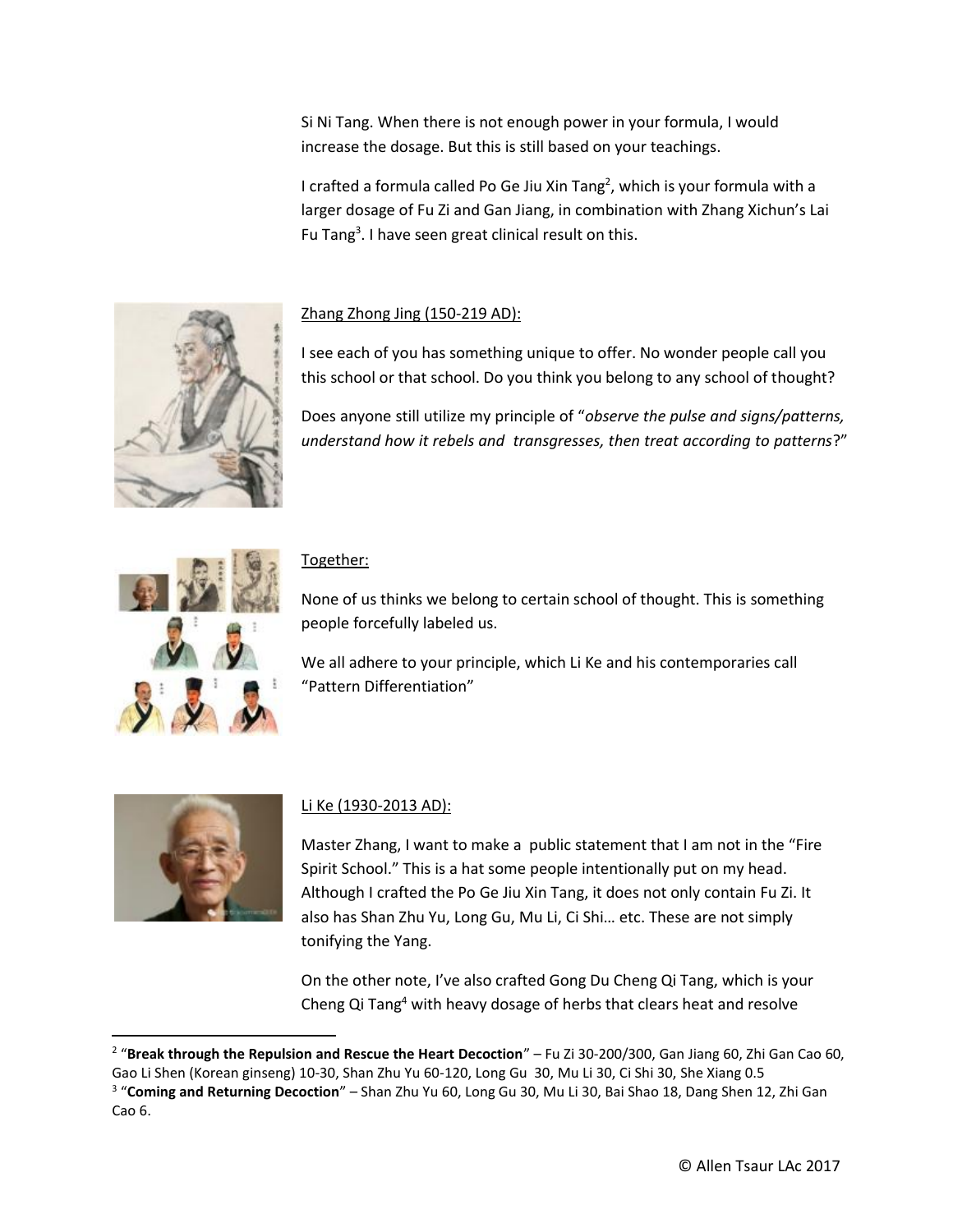Si Ni Tang. When there is not enough power in your formula, I would increase the dosage. But this is still based on your teachings.

I crafted a formula called Po Ge Jiu Xin Tang[2], which is your formula with a larger dosage of Fu Zi and Gan Jiang, in combination with Zhang Xichun's Lai Fu Tang[3]. I have seen great clinical result on this.

<u>Zhang Zhong Jing (150-219 AD):</u>

I see each of you has something unique to offer. No wonder people call you this school or that school. Do you think you belong to any school of thought?

Does anyone still utilize my principle of "*observe the pulse and signs/patterns, understand how it rebels and transgresses, then treat according to patterns*?"

<u>Together:</u>

None of us thinks we belong to certain school of thought. This is something people forcefully labeled us.

We all adhere to your principle, which Li Ke and his contemporaries call "Pattern Differentiation"

<u>Li Ke (1930-2013 AD):</u>

Master Zhang, I want to make a public statement that I am not in the "Fire Spirit School." This is a hat some people intentionally put on my head. Although I crafted the Po Ge Jiu Xin Tang, it does not only contain Fu Zi. It also has Shan Zhu Yu, Long Gu, Mu Li, Ci Shi… etc. These are not simply tonifying the Yang.

On the other note, I've also crafted Gong Du Cheng Qi Tang, which is your Cheng Qi Tang[4] with heavy dosage of herbs that clears heat and resolve

---

[2] "**Break through the Repulsion and Rescue the Heart Decoction**" – Fu Zi 30-200/300, Gan Jiang 60, Zhi Gan Cao 60, Gao Li Shen (Korean ginseng) 10-30, Shan Zhu Yu 60-120, Long Gu 30, Mu Li 30, Ci Shi 30, She Xiang 0.5

[3] "**Coming and Returning Decoction**" – Shan Zhu Yu 60, Long Gu 30, Mu Li 30, Bai Shao 18, Dang Shen 12, Zhi Gan Cao 6.

© Allen Tsaur LAc 2017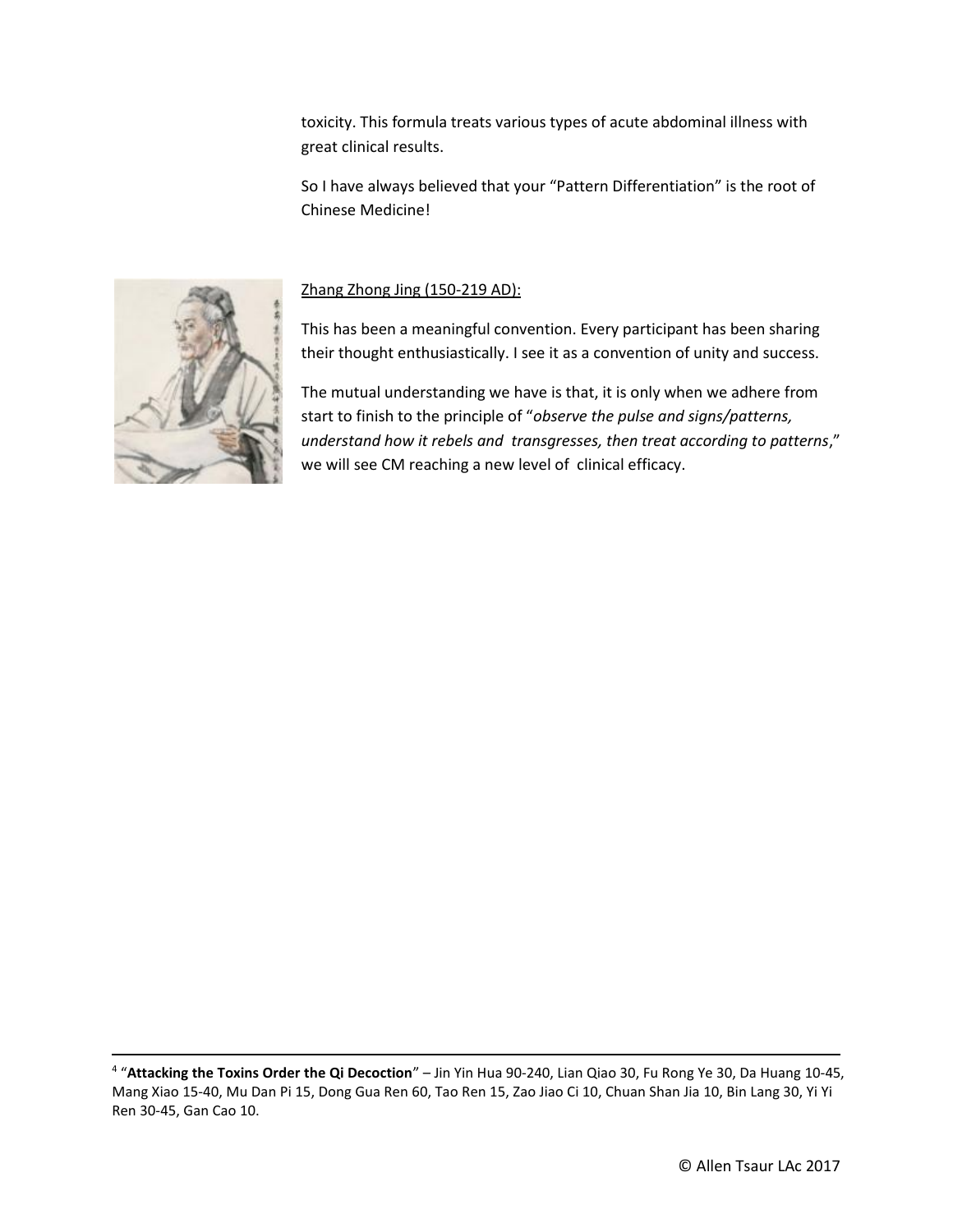toxicity. This formula treats various types of acute abdominal illness with great clinical results.

So I have always believed that your "Pattern Differentiation" is the root of Chinese Medicine!

Zhang Zhong Jing (150-219 AD):

This has been a meaningful convention. Every participant has been sharing their thought enthusiastically. I see it as a convention of unity and success.

The mutual understanding we have is that, it is only when we adhere from start to finish to the principle of "*observe the pulse and signs/patterns, understand how it rebels and transgresses, then treat according to patterns*," we will see CM reaching a new level of clinical efficacy.

---

[4] "**Attacking the Toxins Order the Qi Decoction**" – Jin Yin Hua 90-240, Lian Qiao 30, Fu Rong Ye 30, Da Huang 10-45, Mang Xiao 15-40, Mu Dan Pi 15, Dong Gua Ren 60, Tao Ren 15, Zao Jiao Ci 10, Chuan Shan Jia 10, Bin Lang 30, Yi Yi Ren 30-45, Gan Cao 10.

© Allen Tsaur LAc 2017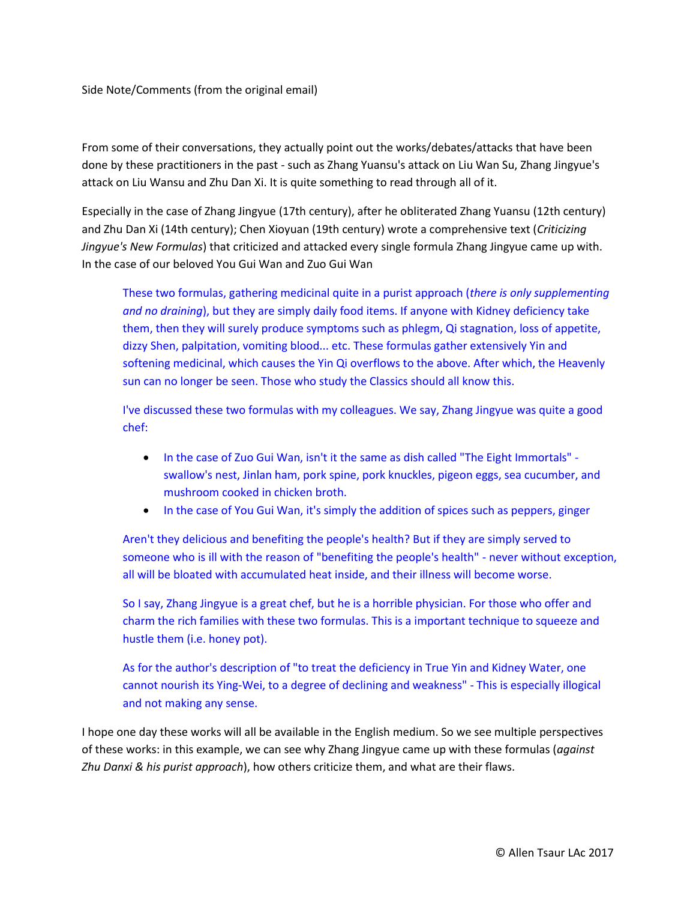Side Note/Comments (from the original email)

From some of their conversations, they actually point out the works/debates/attacks that have been done by these practitioners in the past - such as Zhang Yuansu's attack on Liu Wan Su, Zhang Jingyue's attack on Liu Wansu and Zhu Dan Xi. It is quite something to read through all of it.

Especially in the case of Zhang Jingyue (17th century), after he obliterated Zhang Yuansu (12th century) and Zhu Dan Xi (14th century); Chen Xioyuan (19th century) wrote a comprehensive text (*Criticizing Jingyue's New Formulas*) that criticized and attacked every single formula Zhang Jingyue came up with. In the case of our beloved You Gui Wan and Zuo Gui Wan

> These two formulas, gathering medicinal quite in a purist approach (*there is only supplementing and no draining*), but they are simply daily food items. If anyone with Kidney deficiency take them, then they will surely produce symptoms such as phlegm, Qi stagnation, loss of appetite, dizzy Shen, palpitation, vomiting blood... etc. These formulas gather extensively Yin and softening medicinal, which causes the Yin Qi overflows to the above. After which, the Heavenly sun can no longer be seen. Those who study the Classics should all know this.
>
> I've discussed these two formulas with my colleagues. We say, Zhang Jingyue was quite a good chef:
>
> - In the case of Zuo Gui Wan, isn't it the same as dish called "The Eight Immortals" - swallow's nest, Jinlan ham, pork spine, pork knuckles, pigeon eggs, sea cucumber, and mushroom cooked in chicken broth.
> - In the case of You Gui Wan, it's simply the addition of spices such as peppers, ginger
>
> Aren't they delicious and benefiting the people's health? But if they are simply served to someone who is ill with the reason of "benefiting the people's health" - never without exception, all will be bloated with accumulated heat inside, and their illness will become worse.
>
> So I say, Zhang Jingyue is a great chef, but he is a horrible physician. For those who offer and charm the rich families with these two formulas. This is a important technique to squeeze and hustle them (i.e. honey pot).
>
> As for the author's description of "to treat the deficiency in True Yin and Kidney Water, one cannot nourish its Ying-Wei, to a degree of declining and weakness" - This is especially illogical and not making any sense.

I hope one day these works will all be available in the English medium. So we see multiple perspectives of these works: in this example, we can see why Zhang Jingyue came up with these formulas (*against Zhu Danxi & his purist approach*), how others criticize them, and what are their flaws.

© Allen Tsaur LAc 2017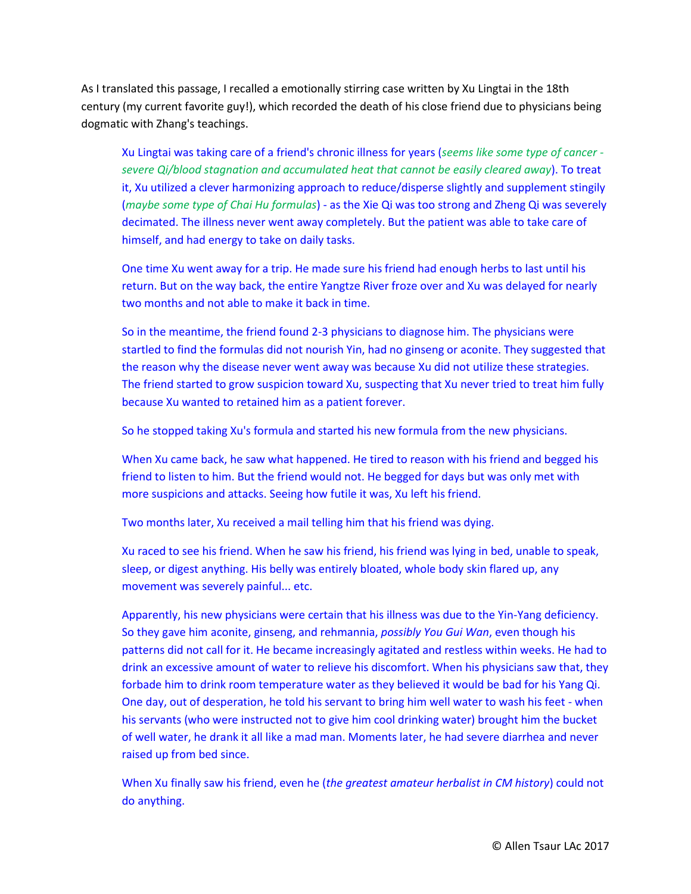As I translated this passage, I recalled a emotionally stirring case written by Xu Lingtai in the 18th century (my current favorite guy!), which recorded the death of his close friend due to physicians being dogmatic with Zhang's teachings.

> Xu Lingtai was taking care of a friend's chronic illness for years (*seems like some type of cancer - severe Qi/blood stagnation and accumulated heat that cannot be easily cleared away*). To treat it, Xu utilized a clever harmonizing approach to reduce/disperse slightly and supplement stingily (*maybe some type of Chai Hu formulas*) - as the Xie Qi was too strong and Zheng Qi was severely decimated. The illness never went away completely. But the patient was able to take care of himself, and had energy to take on daily tasks.
>
> One time Xu went away for a trip. He made sure his friend had enough herbs to last until his return. But on the way back, the entire Yangtze River froze over and Xu was delayed for nearly two months and not able to make it back in time.
>
> So in the meantime, the friend found 2-3 physicians to diagnose him. The physicians were startled to find the formulas did not nourish Yin, had no ginseng or aconite. They suggested that the reason why the disease never went away was because Xu did not utilize these strategies. The friend started to grow suspicion toward Xu, suspecting that Xu never tried to treat him fully because Xu wanted to retained him as a patient forever.
>
> So he stopped taking Xu's formula and started his new formula from the new physicians.
>
> When Xu came back, he saw what happened. He tired to reason with his friend and begged his friend to listen to him. But the friend would not. He begged for days but was only met with more suspicions and attacks. Seeing how futile it was, Xu left his friend.
>
> Two months later, Xu received a mail telling him that his friend was dying.
>
> Xu raced to see his friend. When he saw his friend, his friend was lying in bed, unable to speak, sleep, or digest anything. His belly was entirely bloated, whole body skin flared up, any movement was severely painful... etc.
>
> Apparently, his new physicians were certain that his illness was due to the Yin-Yang deficiency. So they gave him aconite, ginseng, and rehmannia, *possibly You Gui Wan*, even though his patterns did not call for it. He became increasingly agitated and restless within weeks. He had to drink an excessive amount of water to relieve his discomfort. When his physicians saw that, they forbade him to drink room temperature water as they believed it would be bad for his Yang Qi. One day, out of desperation, he told his servant to bring him well water to wash his feet - when his servants (who were instructed not to give him cool drinking water) brought him the bucket of well water, he drank it all like a mad man. Moments later, he had severe diarrhea and never raised up from bed since.
>
> When Xu finally saw his friend, even he (*the greatest amateur herbalist in CM history*) could not do anything.

© Allen Tsaur LAc 2017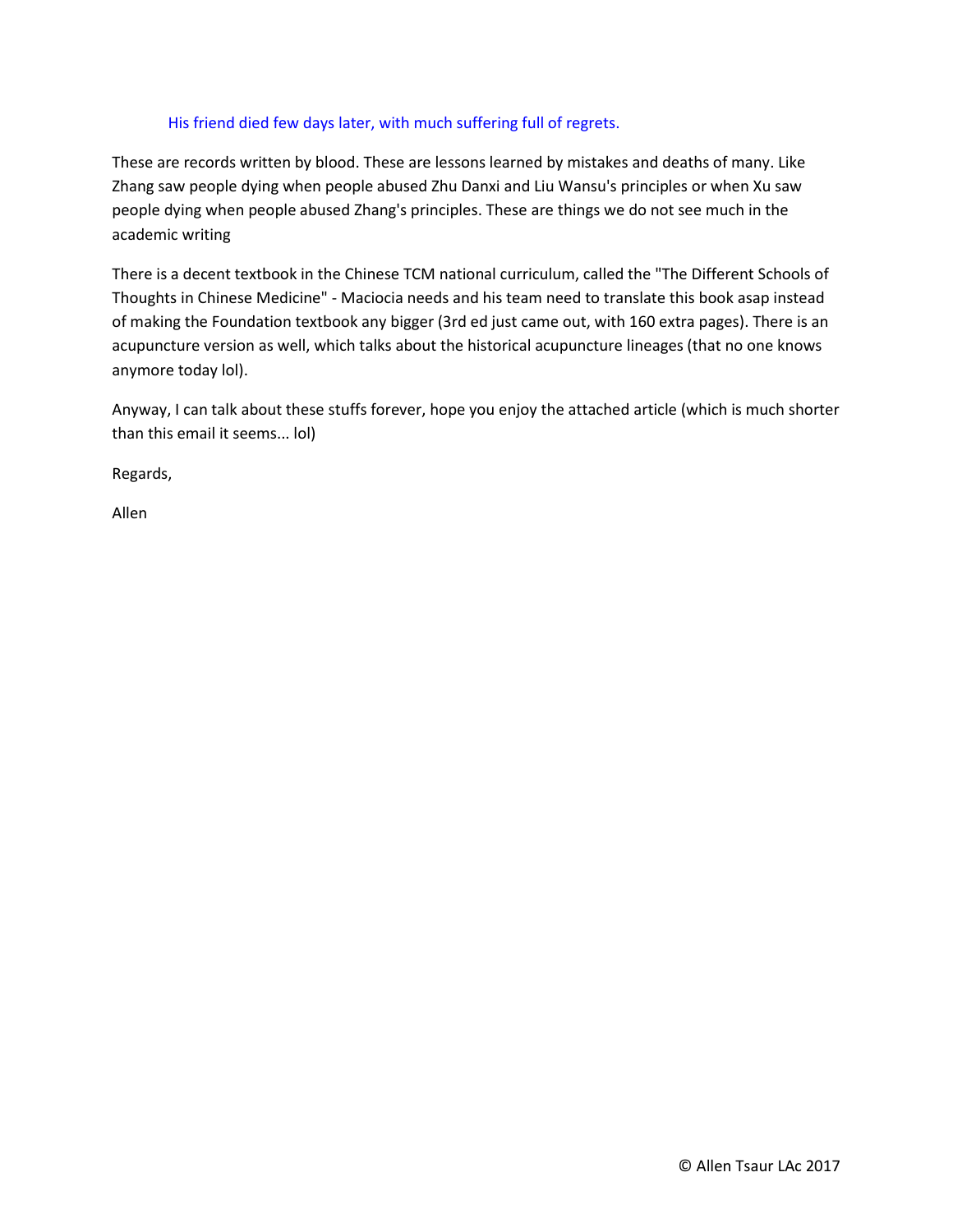His friend died few days later, with much suffering full of regrets.

These are records written by blood. These are lessons learned by mistakes and deaths of many. Like Zhang saw people dying when people abused Zhu Danxi and Liu Wansu's principles or when Xu saw people dying when people abused Zhang's principles. These are things we do not see much in the academic writing

There is a decent textbook in the Chinese TCM national curriculum, called the "The Different Schools of Thoughts in Chinese Medicine" - Maciocia needs and his team need to translate this book asap instead of making the Foundation textbook any bigger (3rd ed just came out, with 160 extra pages). There is an acupuncture version as well, which talks about the historical acupuncture lineages (that no one knows anymore today lol).

Anyway, I can talk about these stuffs forever, hope you enjoy the attached article (which is much shorter than this email it seems... lol)

Regards,

Allen

© Allen Tsaur LAc 2017